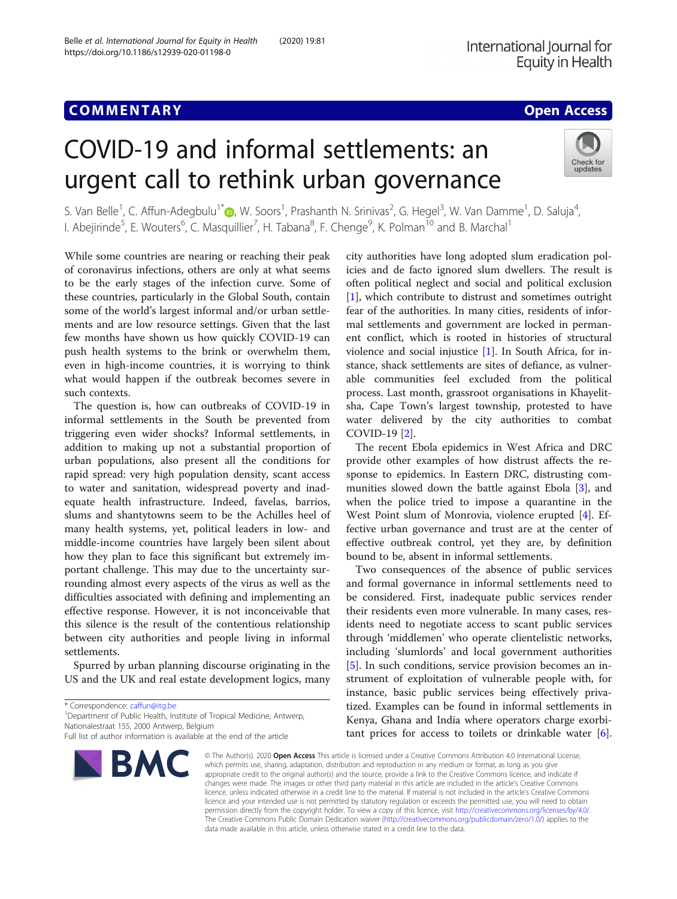## COMMENTARY

**Open Access**

# COVID-19 and informal settlements: an urgent call to rethink urban governance

S. Van Belle[1], C. Affun-Adegbulu[1*], W. Soors[1], Prashanth N. Srinivas[2], G. Hegel[3], W. Van Damme[1], D. Saluja[4], I. Abejirinde[5], E. Wouters[6], C. Masquillier[7], H. Tabana[8], F. Chenge[9], K. Polman[10] and B. Marchal[1]

While some countries are nearing or reaching their peak of coronavirus infections, others are only at what seems to be the early stages of the infection curve. Some of these countries, particularly in the Global South, contain some of the world's largest informal and/or urban settlements and are low resource settings. Given that the last few months have shown us how quickly COVID-19 can push health systems to the brink or overwhelm them, even in high-income countries, it is worrying to think what would happen if the outbreak becomes severe in such contexts.

The question is, how can outbreaks of COVID-19 in informal settlements in the South be prevented from triggering even wider shocks? Informal settlements, in addition to making up not a substantial proportion of urban populations, also present all the conditions for rapid spread: very high population density, scant access to water and sanitation, widespread poverty and inadequate health infrastructure. Indeed, favelas, barrios, slums and shantytowns seem to be the Achilles heel of many health systems, yet, political leaders in low- and middle-income countries have largely been silent about how they plan to face this significant but extremely important challenge. This may due to the uncertainty surrounding almost every aspects of the virus as well as the difficulties associated with defining and implementing an effective response. However, it is not inconceivable that this silence is the result of the contentious relationship between city authorities and people living in informal settlements.

Spurred by urban planning discourse originating in the US and the UK and real estate development logics, many city authorities have long adopted slum eradication policies and de facto ignored slum dwellers. The result is often political neglect and social and political exclusion [1], which contribute to distrust and sometimes outright fear of the authorities. In many cities, residents of informal settlements and government are locked in permanent conflict, which is rooted in histories of structural violence and social injustice [1]. In South Africa, for instance, shack settlements are sites of defiance, as vulnerable communities feel excluded from the political process. Last month, grassroot organisations in Khayelitsha, Cape Town's largest township, protested to have water delivered by the city authorities to combat COVID-19 [2].

The recent Ebola epidemics in West Africa and DRC provide other examples of how distrust affects the response to epidemics. In Eastern DRC, distrusting communities slowed down the battle against Ebola [3], and when the police tried to impose a quarantine in the West Point slum of Monrovia, violence erupted [4]. Effective urban governance and trust are at the center of effective outbreak control, yet they are, by definition bound to be, absent in informal settlements.

Two consequences of the absence of public services and formal governance in informal settlements need to be considered. First, inadequate public services render their residents even more vulnerable. In many cases, residents need to negotiate access to scant public services through 'middlemen' who operate clientelistic networks, including 'slumlords' and local government authorities [5]. In such conditions, service provision becomes an instrument of exploitation of vulnerable people with, for instance, basic public services being effectively privatized. Examples can be found in informal settlements in Kenya, Ghana and India where operators charge exorbitant prices for access to toilets or drinkable water [6].

\* Correspondence: caffun@itg.be
[1]Department of Public Health, Institute of Tropical Medicine, Antwerp, Nationalestraat 155, 2000 Antwerp, Belgium
Full list of author information is available at the end of the article

© The Author(s). 2020 **Open Access** This article is licensed under a Creative Commons Attribution 4.0 International License, which permits use, sharing, adaptation, distribution and reproduction in any medium or format, as long as you give appropriate credit to the original author(s) and the source, provide a link to the Creative Commons licence, and indicate if changes were made. The images or other third party material in this article are included in the article's Creative Commons licence, unless indicated otherwise in a credit line to the material. If material is not included in the article's Creative Commons licence and your intended use is not permitted by statutory regulation or exceeds the permitted use, you will need to obtain permission directly from the copyright holder. To view a copy of this licence, visit http://creativecommons.org/licenses/by/4.0/. The Creative Commons Public Domain Dedication waiver (http://creativecommons.org/publicdomain/zero/1.0/) applies to the data made available in this article, unless otherwise stated in a credit line to the data.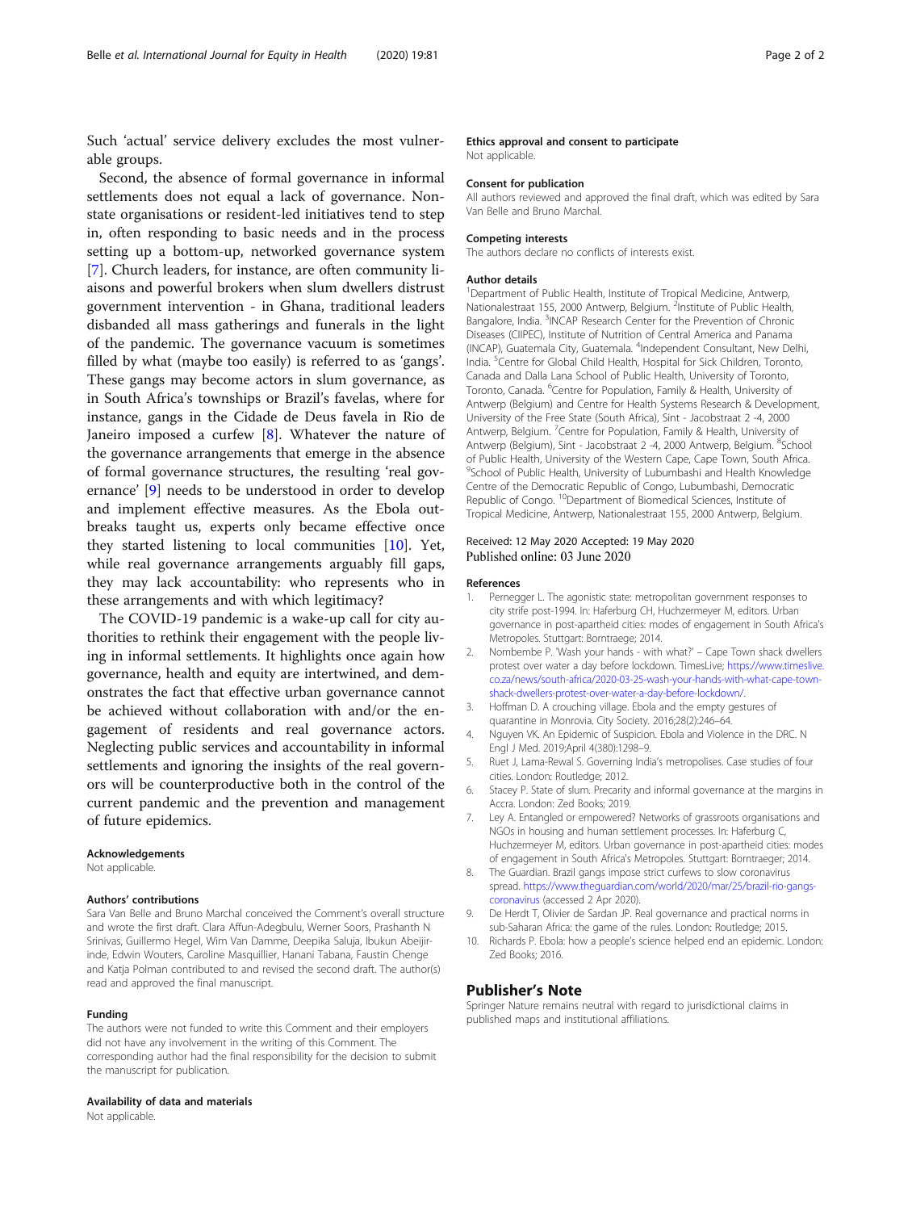Such 'actual' service delivery excludes the most vulnerable groups.

Second, the absence of formal governance in informal settlements does not equal a lack of governance. Non-state organisations or resident-led initiatives tend to step in, often responding to basic needs and in the process setting up a bottom-up, networked governance system [7]. Church leaders, for instance, are often community liaisons and powerful brokers when slum dwellers distrust government intervention - in Ghana, traditional leaders disbanded all mass gatherings and funerals in the light of the pandemic. The governance vacuum is sometimes filled by what (maybe too easily) is referred to as 'gangs'. These gangs may become actors in slum governance, as in South Africa's townships or Brazil's favelas, where for instance, gangs in the Cidade de Deus favela in Rio de Janeiro imposed a curfew [8]. Whatever the nature of the governance arrangements that emerge in the absence of formal governance structures, the resulting 'real governance' [9] needs to be understood in order to develop and implement effective measures. As the Ebola outbreaks taught us, experts only became effective once they started listening to local communities [10]. Yet, while real governance arrangements arguably fill gaps, they may lack accountability: who represents who in these arrangements and with which legitimacy?

The COVID-19 pandemic is a wake-up call for city authorities to rethink their engagement with the people living in informal settlements. It highlights once again how governance, health and equity are intertwined, and demonstrates the fact that effective urban governance cannot be achieved without collaboration with and/or the engagement of residents and real governance actors. Neglecting public services and accountability in informal settlements and ignoring the insights of the real governors will be counterproductive both in the control of the current pandemic and the prevention and management of future epidemics.

#### Acknowledgements
Not applicable.

#### Authors' contributions
Sara Van Belle and Bruno Marchal conceived the Comment's overall structure and wrote the first draft. Clara Affun-Adegbulu, Werner Soors, Prashanth N Srinivas, Guillermo Hegel, Wim Van Damme, Deepika Saluja, Ibukun Abeijirinde, Edwin Wouters, Caroline Masquillier, Hanani Tabana, Faustin Chenge and Katja Polman contributed to and revised the second draft. The author(s) read and approved the final manuscript.

#### Funding
The authors were not funded to write this Comment and their employers did not have any involvement in the writing of this Comment. The corresponding author had the final responsibility for the decision to submit the manuscript for publication.

#### Availability of data and materials
Not applicable.

#### Ethics approval and consent to participate
Not applicable.

#### Consent for publication
All authors reviewed and approved the final draft, which was edited by Sara Van Belle and Bruno Marchal.

#### Competing interests
The authors declare no conflicts of interests exist.

#### Author details
[1]Department of Public Health, Institute of Tropical Medicine, Antwerp, Nationalestraat 155, 2000 Antwerp, Belgium. [2]Institute of Public Health, Bangalore, India. [3]INCAP Research Center for the Prevention of Chronic Diseases (CIIPEC), Institute of Nutrition of Central America and Panama (INCAP), Guatemala City, Guatemala. [4]Independent Consultant, New Delhi, India. [5]Centre for Global Child Health, Hospital for Sick Children, Toronto, Canada and Dalla Lana School of Public Health, University of Toronto, Toronto, Canada. [6]Centre for Population, Family & Health, University of Antwerp (Belgium) and Centre for Health Systems Research & Development, University of the Free State (South Africa), Sint - Jacobstraat 2 -4, 2000 Antwerp, Belgium. [7]Centre for Population, Family & Health, University of Antwerp (Belgium), Sint - Jacobstraat 2 -4, 2000 Antwerp, Belgium. [8]School of Public Health, University of the Western Cape, Cape Town, South Africa. [9]School of Public Health, University of Lubumbashi and Health Knowledge Centre of the Democratic Republic of Congo, Lubumbashi, Democratic Republic of Congo. [10]Department of Biomedical Sciences, Institute of Tropical Medicine, Antwerp, Nationalestraat 155, 2000 Antwerp, Belgium.

Received: 12 May 2020 Accepted: 19 May 2020
Published online: 03 June 2020

#### References
1. Pernegger L. The agonistic state: metropolitan government responses to city strife post-1994. In: Haferburg CH, Huchzermeyer M, editors. Urban governance in post-apartheid cities: modes of engagement in South Africa's Metropoles. Stuttgart: Borntraege; 2014.
2. Nombembe P. 'Wash your hands - with what?' – Cape Town shack dwellers protest over water a day before lockdown. TimesLive; https://www.timeslive.co.za/news/south-africa/2020-03-25-wash-your-hands-with-what-cape-town-shack-dwellers-protest-over-water-a-day-before-lockdown/.
3. Hoffman D. A crouching village. Ebola and the empty gestures of quarantine in Monrovia. City Society. 2016;28(2):246–64.
4. Nguyen VK. An Epidemic of Suspicion. Ebola and Violence in the DRC. N Engl J Med. 2019;April 4(380):1298–9.
5. Ruet J, Lama-Rewal S. Governing India's metropolises. Case studies of four cities. London: Routledge; 2012.
6. Stacey P. State of slum. Precarity and informal governance at the margins in Accra. London: Zed Books; 2019.
7. Ley A. Entangled or empowered? Networks of grassroots organisations and NGOs in housing and human settlement processes. In: Haferburg C, Huchzermeyer M, editors. Urban governance in post-apartheid cities: modes of engagement in South Africa's Metropoles. Stuttgart: Borntraeger; 2014.
8. The Guardian. Brazil gangs impose strict curfews to slow coronavirus spread. https://www.theguardian.com/world/2020/mar/25/brazil-rio-gangs-coronavirus (accessed 2 Apr 2020).
9. De Herdt T, Olivier de Sardan JP. Real governance and practical norms in sub-Saharan Africa: the game of the rules. London: Routledge; 2015.
10. Richards P. Ebola: how a people's science helped end an epidemic. London: Zed Books; 2016.

## Publisher's Note
Springer Nature remains neutral with regard to jurisdictional claims in published maps and institutional affiliations.